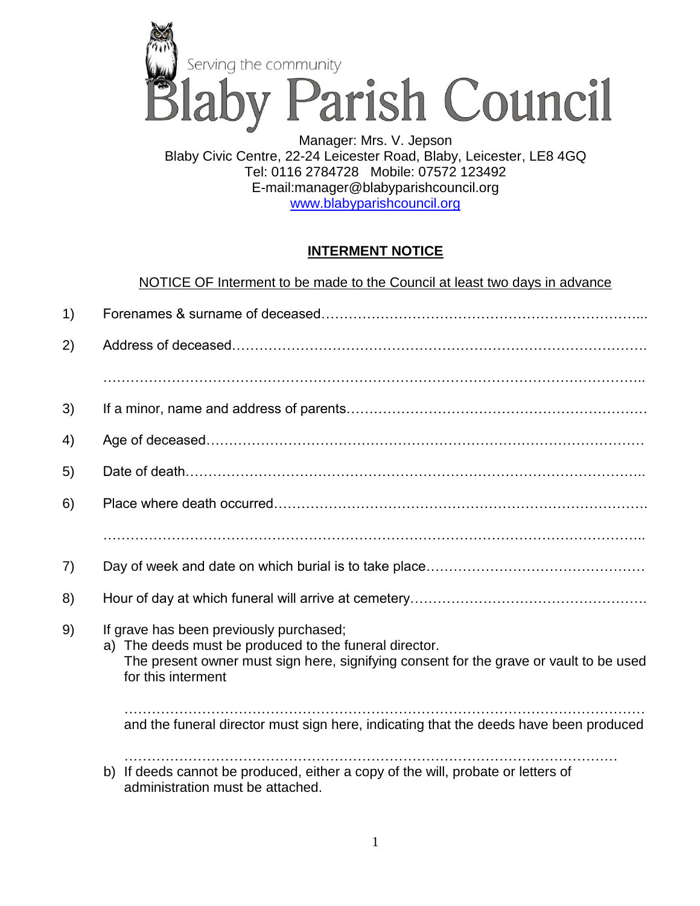Serving the community

# Blaby Parish Council

Manager: Mrs. V. Jepson
Blaby Civic Centre, 22-24 Leicester Road, Blaby, Leicester, LE8 4GQ
Tel: 0116 2784728   Mobile: 07572 123492
E-mail:manager@blabyparishcouncil.org
www.blabyparishcouncil.org

## INTERMENT NOTICE

NOTICE OF Interment to be made to the Council at least two days in advance

1) Forenames & surname of deceased…………………………………………………………...

2) Address of deceased……………………………………………………………………………

…………………………………………………………………………………………………..

3) If a minor, name and address of parents………………………………………………………

4) Age of deceased………………………………………………………………………………

5) Date of death…………………………………………………………………………………..

6) Place where death occurred……………………………………………………………………

…………………………………………………………………………………………………..

7) Day of week and date on which burial is to take place…………………………………………

8) Hour of day at which funeral will arrive at cemetery……………………………………………

9) If grave has been previously purchased;
   a) The deeds must be produced to the funeral director.
      The present owner must sign here, signifying consent for the grave or vault to be used for this interment

      …………………………………………………………………………………………………
      and the funeral director must sign here, indicating that the deeds have been produced

      ………………………………………………………………………………………………
   b) If deeds cannot be produced, either a copy of the will, probate or letters of administration must be attached.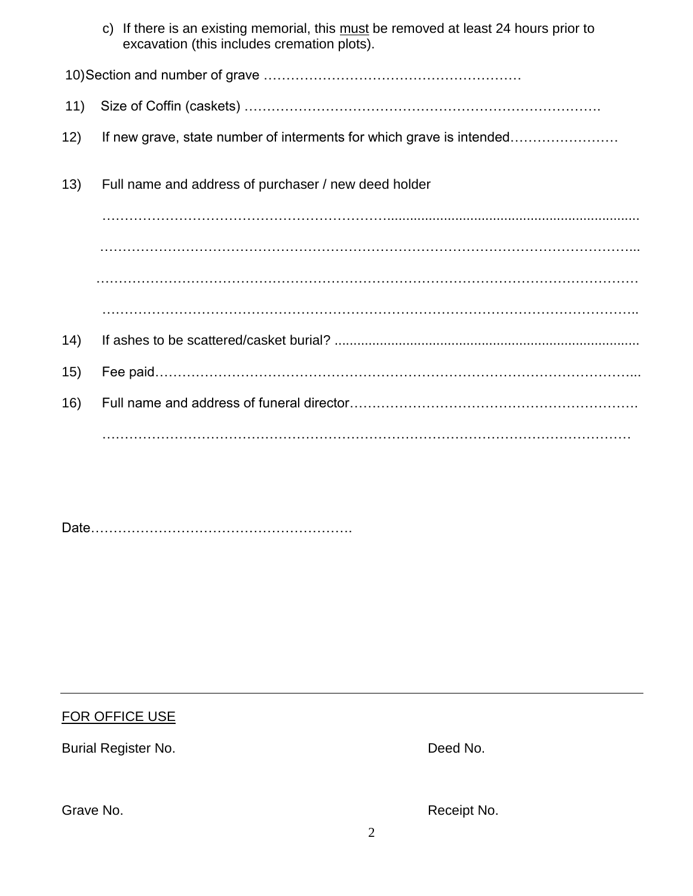c) If there is an existing memorial, this <u>must</u> be removed at least 24 hours prior to excavation (this includes cremation plots).

10) Section and number of grave …………………………………………………

11) Size of Coffin (caskets) …………………………………………………………………….

12) If new grave, state number of interments for which grave is intended……………………

13) Full name and address of purchaser / new deed holder

…………………………………………………………………………………………………

…………………………………………………………………………………………………

…………………………………………………………………………………………………

…………………………………………………………………………………………………

14) If ashes to be scattered/casket burial? .................................................................................

15) Fee paid……………………………………………………………………………………………...

16) Full name and address of funeral director…………………………………………………………

…………………………………………………………………………………………………

Date………………………………………………….

---

<u>FOR OFFICE USE</u>

Burial Register No. Deed No.

Grave No. Receipt No.